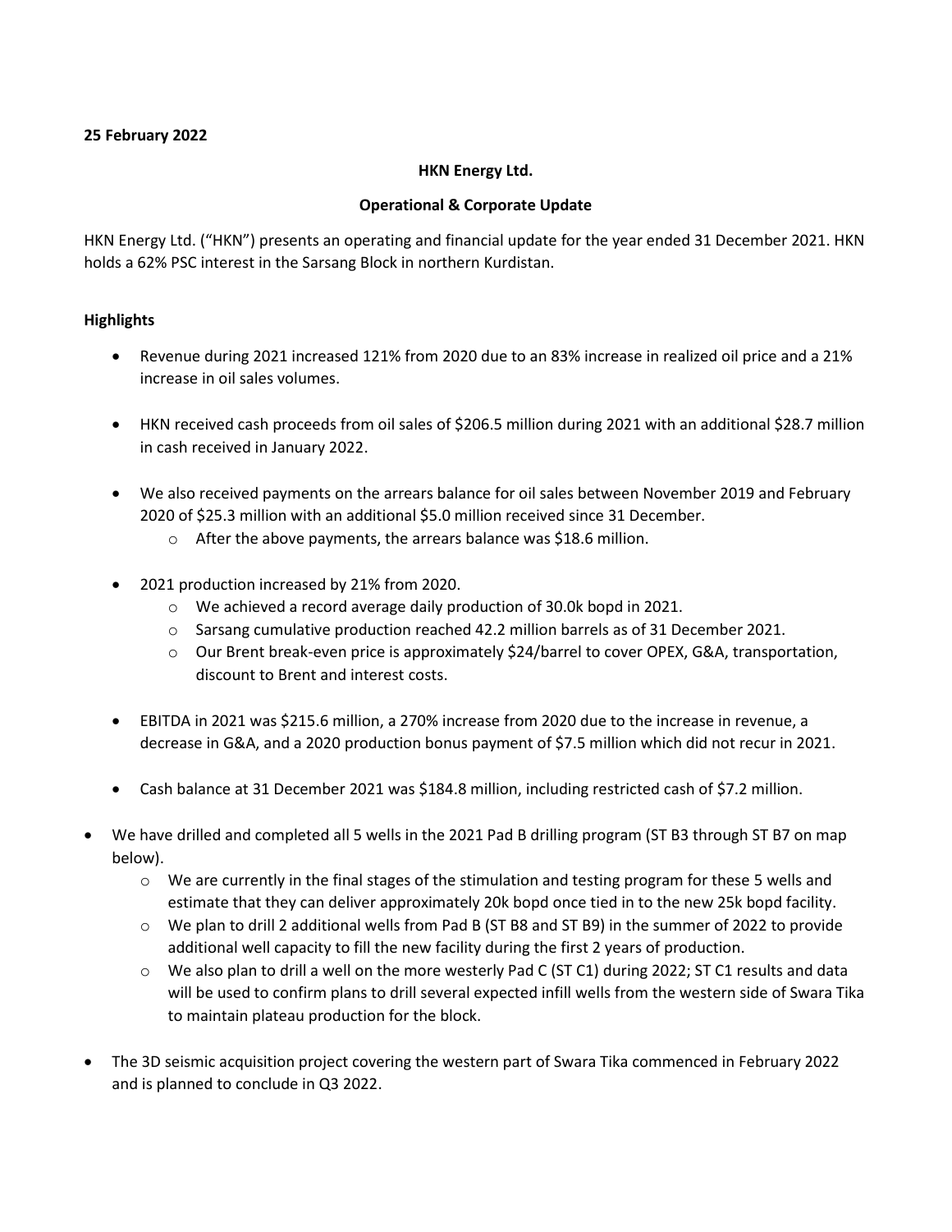**25 February 2022**

**HKN Energy Ltd.**

**Operational & Corporate Update**

HKN Energy Ltd. ("HKN") presents an operating and financial update for the year ended 31 December 2021. HKN holds a 62% PSC interest in the Sarsang Block in northern Kurdistan.

**Highlights**

- Revenue during 2021 increased 121% from 2020 due to an 83% increase in realized oil price and a 21% increase in oil sales volumes.
- HKN received cash proceeds from oil sales of $206.5 million during 2021 with an additional $28.7 million in cash received in January 2022.
- We also received payments on the arrears balance for oil sales between November 2019 and February 2020 of $25.3 million with an additional $5.0 million received since 31 December.
  - After the above payments, the arrears balance was $18.6 million.
- 2021 production increased by 21% from 2020.
  - We achieved a record average daily production of 30.0k bopd in 2021.
  - Sarsang cumulative production reached 42.2 million barrels as of 31 December 2021.
  - Our Brent break-even price is approximately $24/barrel to cover OPEX, G&A, transportation, discount to Brent and interest costs.
- EBITDA in 2021 was $215.6 million, a 270% increase from 2020 due to the increase in revenue, a decrease in G&A, and a 2020 production bonus payment of $7.5 million which did not recur in 2021.
- Cash balance at 31 December 2021 was $184.8 million, including restricted cash of $7.2 million.
- We have drilled and completed all 5 wells in the 2021 Pad B drilling program (ST B3 through ST B7 on map below).
  - We are currently in the final stages of the stimulation and testing program for these 5 wells and estimate that they can deliver approximately 20k bopd once tied in to the new 25k bopd facility.
  - We plan to drill 2 additional wells from Pad B (ST B8 and ST B9) in the summer of 2022 to provide additional well capacity to fill the new facility during the first 2 years of production.
  - We also plan to drill a well on the more westerly Pad C (ST C1) during 2022; ST C1 results and data will be used to confirm plans to drill several expected infill wells from the western side of Swara Tika to maintain plateau production for the block.
- The 3D seismic acquisition project covering the western part of Swara Tika commenced in February 2022 and is planned to conclude in Q3 2022.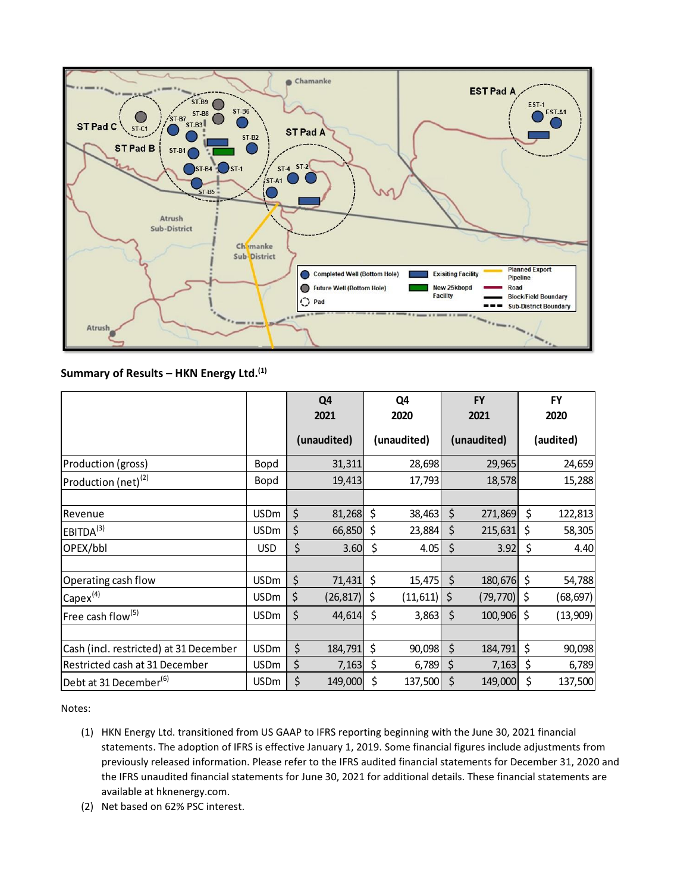**Summary of Results – HKN Energy Ltd.**[1]

| | | Q4 2021 (unaudited) | Q4 2020 (unaudited) | FY 2021 (unaudited) | FY 2020 (audited) |
|---|---|---|---|---|---|
| Production (gross) | Bopd | 31,311 | 28,698 | 29,965 | 24,659 |
| Production (net)[2] | Bopd | 19,413 | 17,793 | 18,578 | 15,288 |
| | | | | | |
| Revenue | USDm | $ 81,268 | $ 38,463 | $ 271,869 | $ 122,813 |
| EBITDA[3] | USDm | $ 66,850 | $ 23,884 | $ 215,631 | $ 58,305 |
| OPEX/bbl | USD | $ 3.60 | $ 4.05 | $ 3.92 | $ 4.40 |
| | | | | | |
| Operating cash flow | USDm | $ 71,431 | $ 15,475 | $ 180,676 | $ 54,788 |
| Capex[4] | USDm | $ (26,817) | $ (11,611) | $ (79,770) | $ (68,697) |
| Free cash flow[5] | USDm | $ 44,614 | $ 3,863 | $ 100,906 | $ (13,909) |
| | | | | | |
| Cash (incl. restricted) at 31 December | USDm | $ 184,791 | $ 90,098 | $ 184,791 | $ 90,098 |
| Restricted cash at 31 December | USDm | $ 7,163 | $ 6,789 | $ 7,163 | $ 6,789 |
| Debt at 31 December[6] | USDm | $ 149,000 | $ 137,500 | $ 149,000 | $ 137,500 |

Notes:

1. HKN Energy Ltd. transitioned from US GAAP to IFRS reporting beginning with the June 30, 2021 financial statements. The adoption of IFRS is effective January 1, 2019. Some financial figures include adjustments from previously released information. Please refer to the IFRS audited financial statements for December 31, 2020 and the IFRS unaudited financial statements for June 30, 2021 for additional details. These financial statements are available at hknenergy.com.
2. Net based on 62% PSC interest.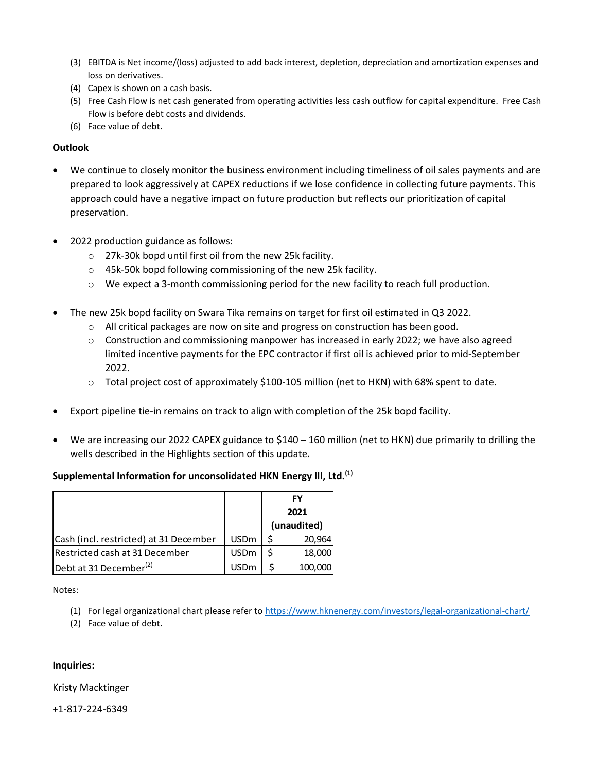(3) EBITDA is Net income/(loss) adjusted to add back interest, depletion, depreciation and amortization expenses and loss on derivatives.
(4) Capex is shown on a cash basis.
(5) Free Cash Flow is net cash generated from operating activities less cash outflow for capital expenditure. Free Cash Flow is before debt costs and dividends.
(6) Face value of debt.

**Outlook**

- We continue to closely monitor the business environment including timeliness of oil sales payments and are prepared to look aggressively at CAPEX reductions if we lose confidence in collecting future payments. This approach could have a negative impact on future production but reflects our prioritization of capital preservation.

- 2022 production guidance as follows:
  - 27k-30k bopd until first oil from the new 25k facility.
  - 45k-50k bopd following commissioning of the new 25k facility.
  - We expect a 3-month commissioning period for the new facility to reach full production.

- The new 25k bopd facility on Swara Tika remains on target for first oil estimated in Q3 2022.
  - All critical packages are now on site and progress on construction has been good.
  - Construction and commissioning manpower has increased in early 2022; we have also agreed limited incentive payments for the EPC contractor if first oil is achieved prior to mid-September 2022.
  - Total project cost of approximately $100-105 million (net to HKN) with 68% spent to date.

- Export pipeline tie-in remains on track to align with completion of the 25k bopd facility.

- We are increasing our 2022 CAPEX guidance to $140 – 160 million (net to HKN) due primarily to drilling the wells described in the Highlights section of this update.

**Supplemental Information for unconsolidated HKN Energy III, Ltd.[1]**

| | | FY 2021 (unaudited) |
|---|---|---|
| Cash (incl. restricted) at 31 December | USDm | $ 20,964 |
| Restricted cash at 31 December | USDm | $ 18,000 |
| Debt at 31 December[2] | USDm | $ 100,000 |

Notes:

(1) For legal organizational chart please refer to https://www.hknenergy.com/investors/legal-organizational-chart/
(2) Face value of debt.

**Inquiries:**

Kristy Macktinger

+1-817-224-6349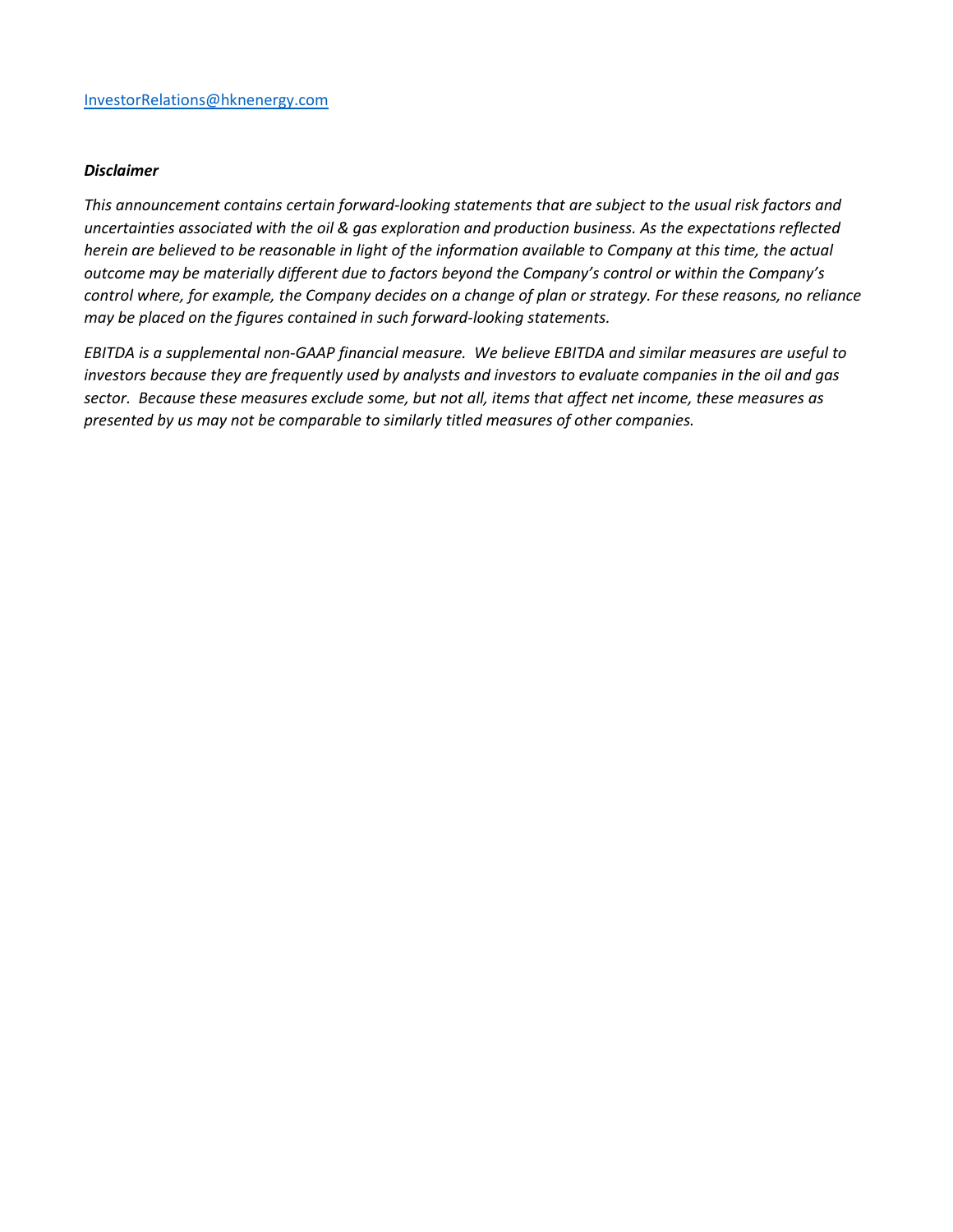[InvestorRelations@hknenergy.com](mailto:InvestorRelations@hknenergy.com)

***Disclaimer***

*This announcement contains certain forward-looking statements that are subject to the usual risk factors and uncertainties associated with the oil & gas exploration and production business. As the expectations reflected herein are believed to be reasonable in light of the information available to Company at this time, the actual outcome may be materially different due to factors beyond the Company's control or within the Company's control where, for example, the Company decides on a change of plan or strategy. For these reasons, no reliance may be placed on the figures contained in such forward-looking statements.*

*EBITDA is a supplemental non-GAAP financial measure. We believe EBITDA and similar measures are useful to investors because they are frequently used by analysts and investors to evaluate companies in the oil and gas sector. Because these measures exclude some, but not all, items that affect net income, these measures as presented by us may not be comparable to similarly titled measures of other companies.*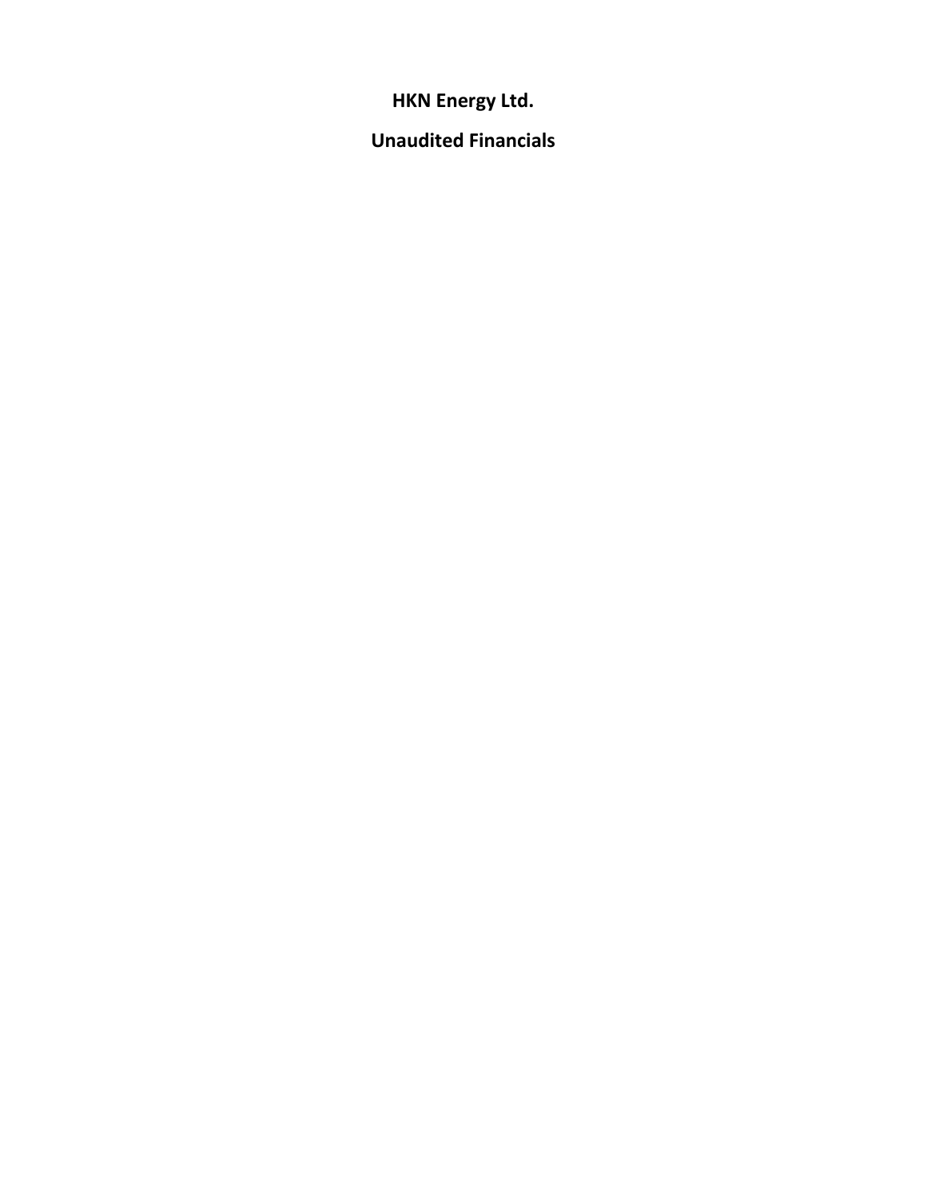# HKN Energy Ltd.

## Unaudited Financials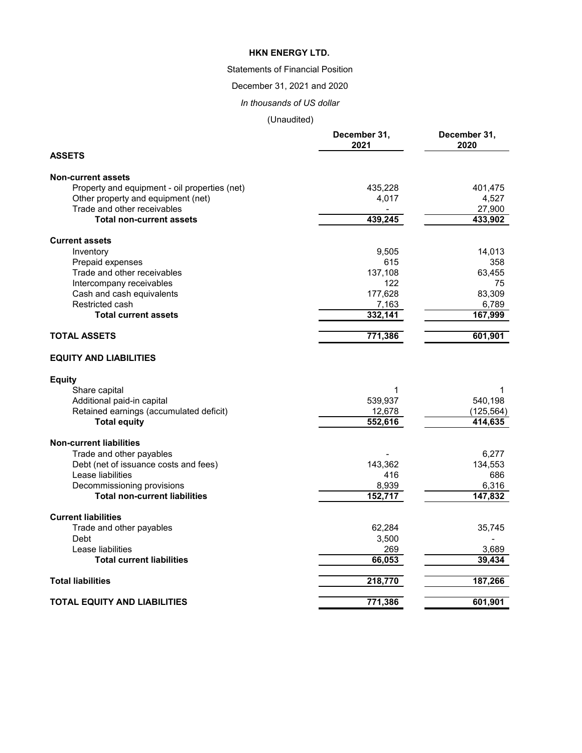# HKN ENERGY LTD.

Statements of Financial Position

December 31, 2021 and 2020

*In thousands of US dollar*

(Unaudited)

| | December 31, 2021 | December 31, 2020 |
|---|---|---|
| **ASSETS** | | |
| **Non-current assets** | | |
| Property and equipment - oil properties (net) | 435,228 | 401,475 |
| Other property and equipment (net) | 4,017 | 4,527 |
| Trade and other receivables | - | 27,900 |
| **Total non-current assets** | **439,245** | **433,902** |
| **Current assets** | | |
| Inventory | 9,505 | 14,013 |
| Prepaid expenses | 615 | 358 |
| Trade and other receivables | 137,108 | 63,455 |
| Intercompany receivables | 122 | 75 |
| Cash and cash equivalents | 177,628 | 83,309 |
| Restricted cash | 7,163 | 6,789 |
| **Total current assets** | **332,141** | **167,999** |
| **TOTAL ASSETS** | **771,386** | **601,901** |
| **EQUITY AND LIABILITIES** | | |
| **Equity** | | |
| Share capital | 1 | 1 |
| Additional paid-in capital | 539,937 | 540,198 |
| Retained earnings (accumulated deficit) | 12,678 | (125,564) |
| **Total equity** | **552,616** | **414,635** |
| **Non-current liabilities** | | |
| Trade and other payables | - | 6,277 |
| Debt (net of issuance costs and fees) | 143,362 | 134,553 |
| Lease liabilities | 416 | 686 |
| Decommissioning provisions | 8,939 | 6,316 |
| **Total non-current liabilities** | **152,717** | **147,832** |
| **Current liabilities** | | |
| Trade and other payables | 62,284 | 35,745 |
| Debt | 3,500 | - |
| Lease liabilities | 269 | 3,689 |
| **Total current liabilities** | **66,053** | **39,434** |
| **Total liabilities** | **218,770** | **187,266** |
| **TOTAL EQUITY AND LIABILITIES** | **771,386** | **601,901** |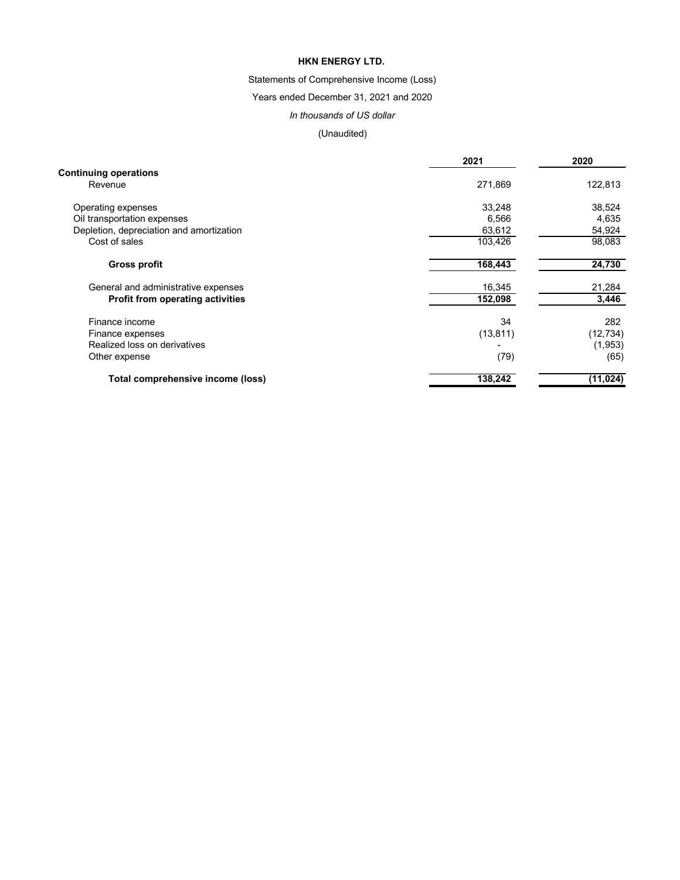**HKN ENERGY LTD.**

Statements of Comprehensive Income (Loss)

Years ended December 31, 2021 and 2020

*In thousands of US dollar*

(Unaudited)

| | 2021 | 2020 |
|---|---|---|
| **Continuing operations** | | |
| Revenue | 271,869 | 122,813 |
| Operating expenses | 33,248 | 38,524 |
| Oil transportation expenses | 6,566 | 4,635 |
| Depletion, depreciation and amortization | 63,612 | 54,924 |
| Cost of sales | 103,426 | 98,083 |
| **Gross profit** | **168,443** | **24,730** |
| General and administrative expenses | 16,345 | 21,284 |
| **Profit from operating activities** | **152,098** | **3,446** |
| Finance income | 34 | 282 |
| Finance expenses | (13,811) | (12,734) |
| Realized loss on derivatives | - | (1,953) |
| Other expense | (79) | (65) |
| **Total comprehensive income (loss)** | **138,242** | **(11,024)** |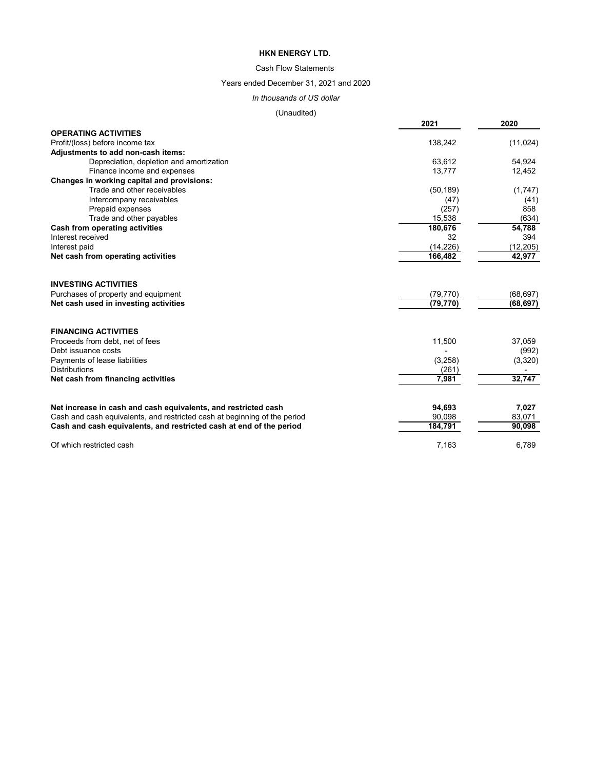**HKN ENERGY LTD.**

Cash Flow Statements

Years ended December 31, 2021 and 2020

*In thousands of US dollar*

(Unaudited)

| | 2021 | 2020 |
|---|---|---|
| **OPERATING ACTIVITIES** | | |
| Profit/(loss) before income tax | 138,242 | (11,024) |
| **Adjustments to add non-cash items:** | | |
| Depreciation, depletion and amortization | 63,612 | 54,924 |
| Finance income and expenses | 13,777 | 12,452 |
| **Changes in working capital and provisions:** | | |
| Trade and other receivables | (50,189) | (1,747) |
| Intercompany receivables | (47) | (41) |
| Prepaid expenses | (257) | 858 |
| Trade and other payables | 15,538 | (634) |
| **Cash from operating activities** | **180,676** | **54,788** |
| Interest received | 32 | 394 |
| Interest paid | (14,226) | (12,205) |
| **Net cash from operating activities** | **166,482** | **42,977** |
| | | |
| **INVESTING ACTIVITIES** | | |
| Purchases of property and equipment | (79,770) | (68,697) |
| **Net cash used in investing activities** | **(79,770)** | **(68,697)** |
| | | |
| **FINANCING ACTIVITIES** | | |
| Proceeds from debt, net of fees | 11,500 | 37,059 |
| Debt issuance costs | - | (992) |
| Payments of lease liabilities | (3,258) | (3,320) |
| Distributions | (261) | - |
| **Net cash from financing activities** | **7,981** | **32,747** |
| | | |
| **Net increase in cash and cash equivalents, and restricted cash** | **94,693** | **7,027** |
| Cash and cash equivalents, and restricted cash at beginning of the period | 90,098 | 83,071 |
| **Cash and cash equivalents, and restricted cash at end of the period** | **184,791** | **90,098** |
| | | |
| Of which restricted cash | 7,163 | 6,789 |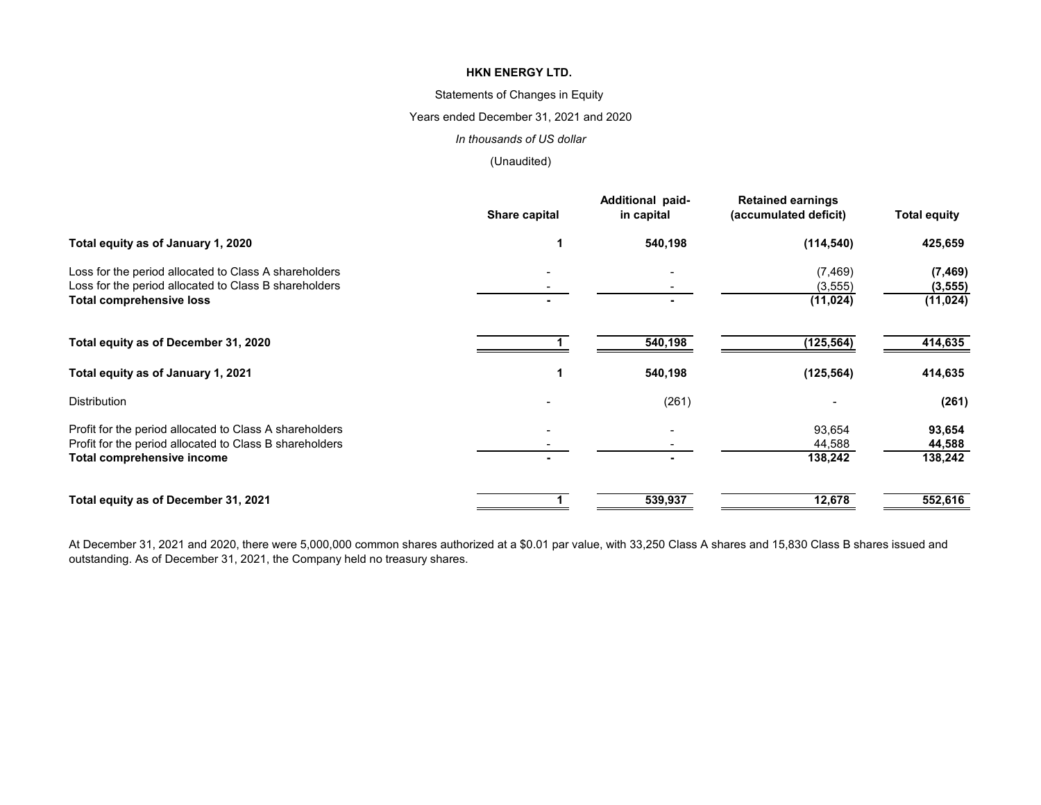**HKN ENERGY LTD.**

Statements of Changes in Equity

Years ended December 31, 2021 and 2020

*In thousands of US dollar*

(Unaudited)

| | Share capital | Additional paid-in capital | Retained earnings (accumulated deficit) | Total equity |
|---|---|---|---|---|
| **Total equity as of January 1, 2020** | **1** | **540,198** | **(114,540)** | **425,659** |
| Loss for the period allocated to Class A shareholders | - | - | (7,469) | **(7,469)** |
| Loss for the period allocated to Class B shareholders | - | - | (3,555) | **(3,555)** |
| **Total comprehensive loss** | **-** | **-** | **(11,024)** | **(11,024)** |
| **Total equity as of December 31, 2020** | **1** | **540,198** | **(125,564)** | **414,635** |
| **Total equity as of January 1, 2021** | **1** | **540,198** | **(125,564)** | **414,635** |
| Distribution | - | (261) | - | **(261)** |
| Profit for the period allocated to Class A shareholders | - | - | 93,654 | **93,654** |
| Profit for the period allocated to Class B shareholders | - | - | 44,588 | **44,588** |
| **Total comprehensive income** | **-** | **-** | **138,242** | **138,242** |
| **Total equity as of December 31, 2021** | **1** | **539,937** | **12,678** | **552,616** |

At December 31, 2021 and 2020, there were 5,000,000 common shares authorized at a $0.01 par value, with 33,250 Class A shares and 15,830 Class B shares issued and outstanding. As of December 31, 2021, the Company held no treasury shares.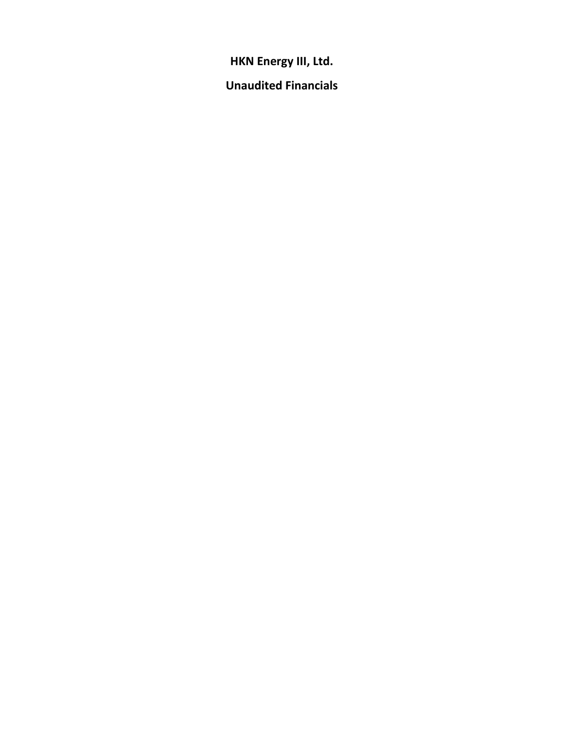# HKN Energy III, Ltd.

## Unaudited Financials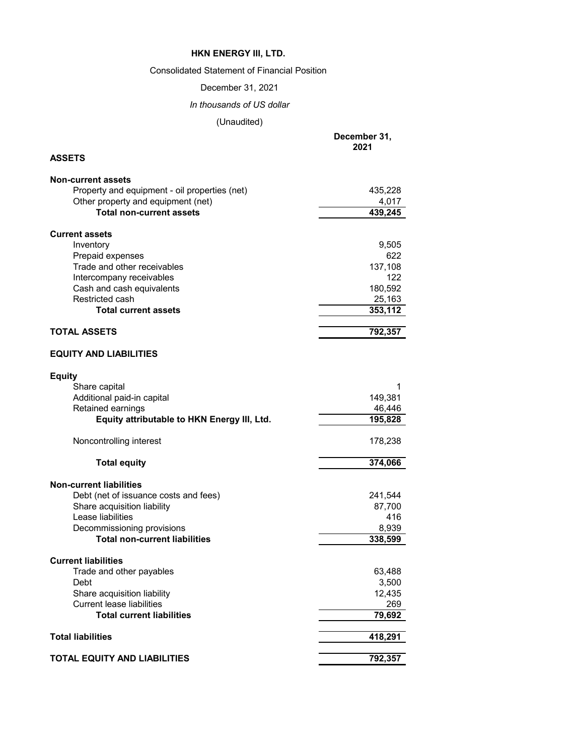# HKN ENERGY III, LTD.

Consolidated Statement of Financial Position

December 31, 2021

*In thousands of US dollar*

(Unaudited)

| | December 31, 2021 |
|---|---|
| **ASSETS** | |
| **Non-current assets** | |
| Property and equipment - oil properties (net) | 435,228 |
| Other property and equipment (net) | 4,017 |
| **Total non-current assets** | **439,245** |
| **Current assets** | |
| Inventory | 9,505 |
| Prepaid expenses | 622 |
| Trade and other receivables | 137,108 |
| Intercompany receivables | 122 |
| Cash and cash equivalents | 180,592 |
| Restricted cash | 25,163 |
| **Total current assets** | **353,112** |
| **TOTAL ASSETS** | **792,357** |
| **EQUITY AND LIABILITIES** | |
| **Equity** | |
| Share capital | 1 |
| Additional paid-in capital | 149,381 |
| Retained earnings | 46,446 |
| **Equity attributable to HKN Energy III, Ltd.** | **195,828** |
| Noncontrolling interest | 178,238 |
| **Total equity** | **374,066** |
| **Non-current liabilities** | |
| Debt (net of issuance costs and fees) | 241,544 |
| Share acquisition liability | 87,700 |
| Lease liabilities | 416 |
| Decommissioning provisions | 8,939 |
| **Total non-current liabilities** | **338,599** |
| **Current liabilities** | |
| Trade and other payables | 63,488 |
| Debt | 3,500 |
| Share acquisition liability | 12,435 |
| Current lease liabilities | 269 |
| **Total current liabilities** | **79,692** |
| **Total liabilities** | **418,291** |
| **TOTAL EQUITY AND LIABILITIES** | **792,357** |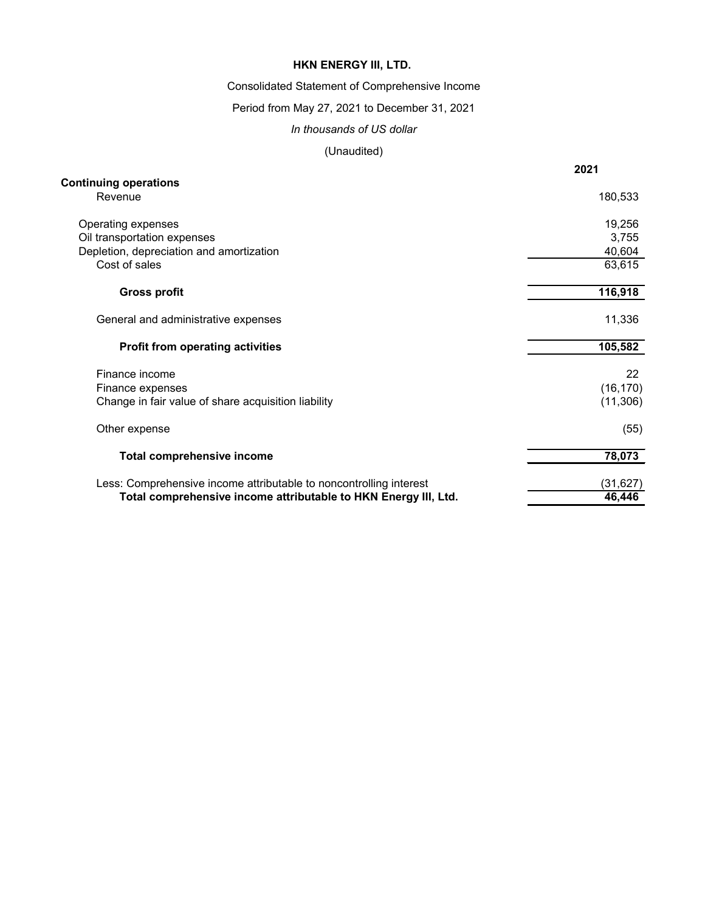# HKN ENERGY III, LTD.

Consolidated Statement of Comprehensive Income

Period from May 27, 2021 to December 31, 2021

*In thousands of US dollar*

(Unaudited)

| | 2021 |
|---|---|
| **Continuing operations** | |
| Revenue | 180,533 |
| | |
| Operating expenses | 19,256 |
| Oil transportation expenses | 3,755 |
| Depletion, depreciation and amortization | 40,604 |
| Cost of sales | 63,615 |
| | |
| **Gross profit** | **116,918** |
| | |
| General and administrative expenses | 11,336 |
| | |
| **Profit from operating activities** | **105,582** |
| | |
| Finance income | 22 |
| Finance expenses | (16,170) |
| Change in fair value of share acquisition liability | (11,306) |
| | |
| Other expense | (55) |
| | |
| **Total comprehensive income** | **78,073** |
| | |
| Less: Comprehensive income attributable to noncontrolling interest | (31,627) |
| **Total comprehensive income attributable to HKN Energy III, Ltd.** | **46,446** |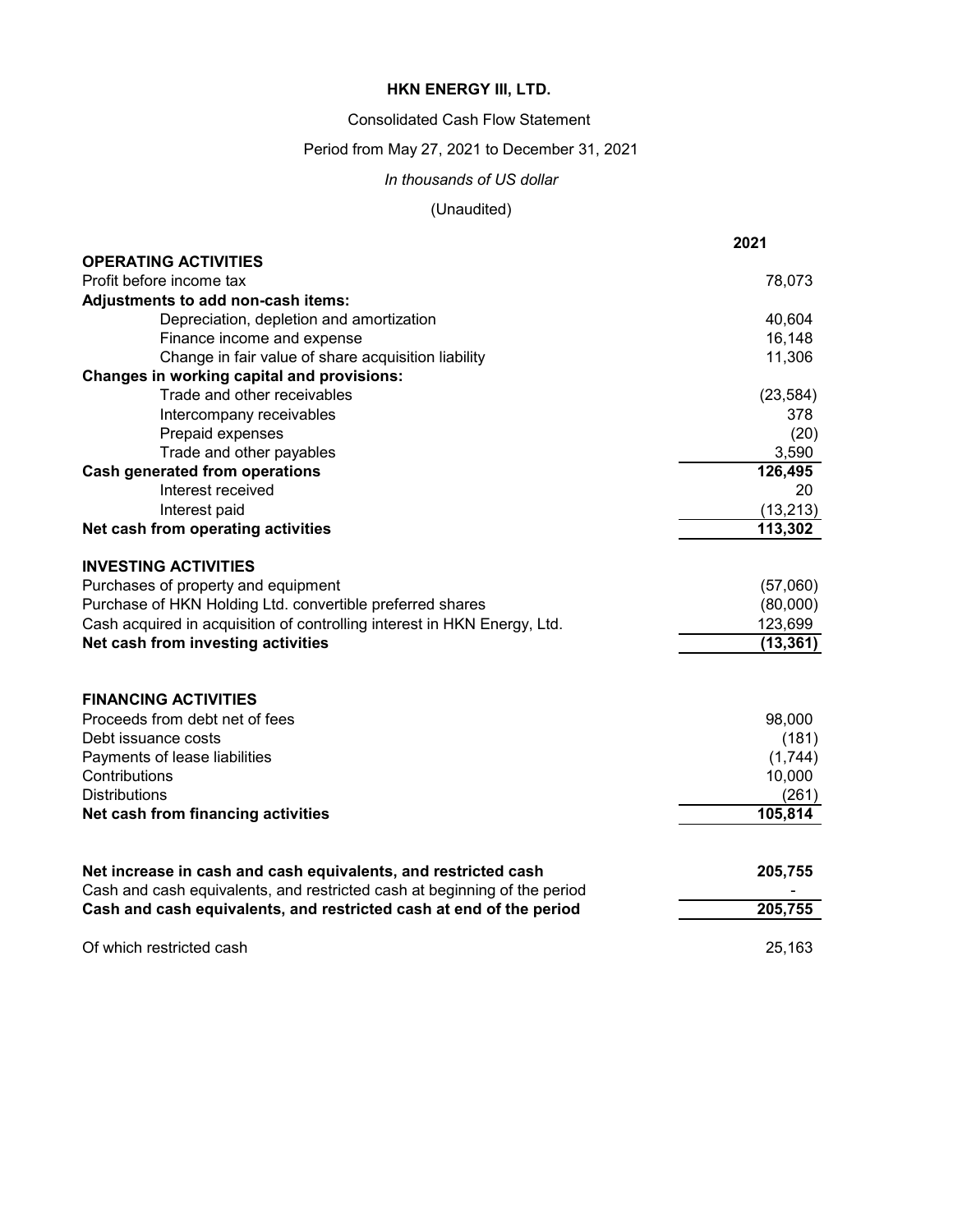# HKN ENERGY III, LTD.

Consolidated Cash Flow Statement

Period from May 27, 2021 to December 31, 2021

*In thousands of US dollar*

(Unaudited)

| | 2021 |
|---|---|
| **OPERATING ACTIVITIES** | |
| Profit before income tax | 78,073 |
| **Adjustments to add non-cash items:** | |
| Depreciation, depletion and amortization | 40,604 |
| Finance income and expense | 16,148 |
| Change in fair value of share acquisition liability | 11,306 |
| **Changes in working capital and provisions:** | |
| Trade and other receivables | (23,584) |
| Intercompany receivables | 378 |
| Prepaid expenses | (20) |
| Trade and other payables | 3,590 |
| **Cash generated from operations** | **126,495** |
| Interest received | 20 |
| Interest paid | (13,213) |
| **Net cash from operating activities** | **113,302** |
| | |
| **INVESTING ACTIVITIES** | |
| Purchases of property and equipment | (57,060) |
| Purchase of HKN Holding Ltd. convertible preferred shares | (80,000) |
| Cash acquired in acquisition of controlling interest in HKN Energy, Ltd. | 123,699 |
| **Net cash from investing activities** | **(13,361)** |
| | |
| **FINANCING ACTIVITIES** | |
| Proceeds from debt net of fees | 98,000 |
| Debt issuance costs | (181) |
| Payments of lease liabilities | (1,744) |
| Contributions | 10,000 |
| Distributions | (261) |
| **Net cash from financing activities** | **105,814** |
| | |
| **Net increase in cash and cash equivalents, and restricted cash** | **205,755** |
| Cash and cash equivalents, and restricted cash at beginning of the period | - |
| **Cash and cash equivalents, and restricted cash at end of the period** | **205,755** |
| | |
| Of which restricted cash | 25,163 |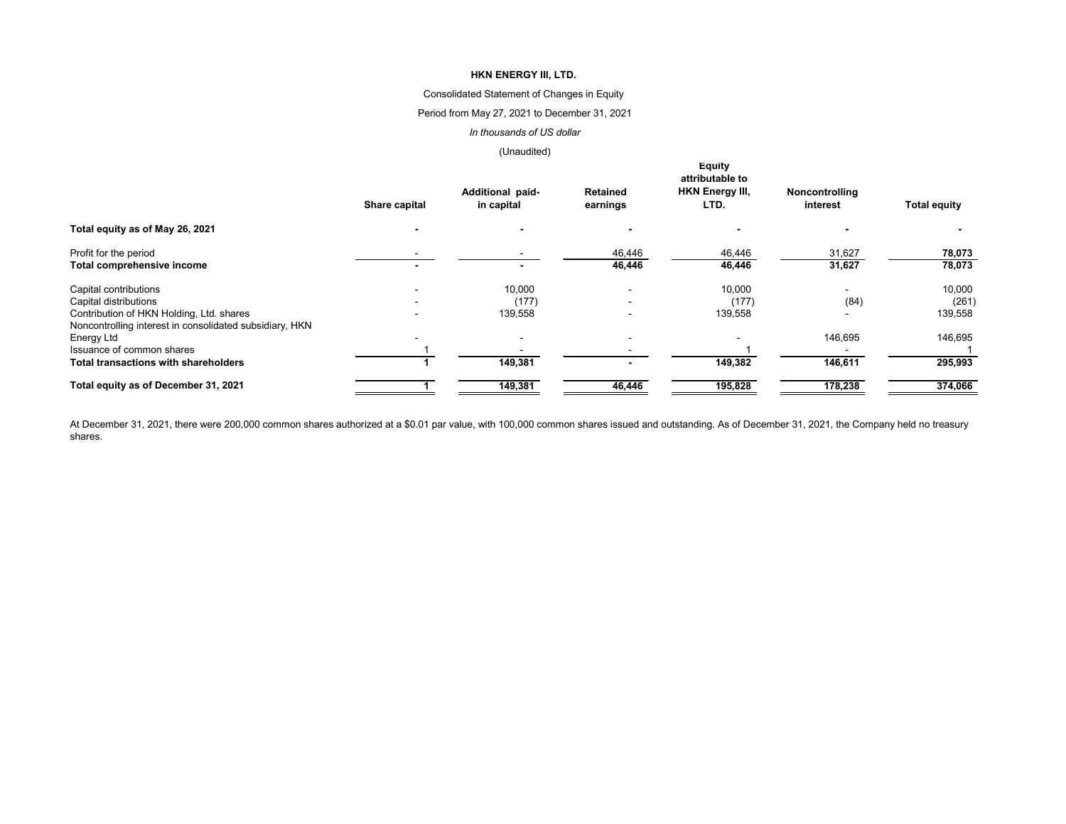**HKN ENERGY III, LTD.**

Consolidated Statement of Changes in Equity

Period from May 27, 2021 to December 31, 2021

*In thousands of US dollar*

(Unaudited)

| | Share capital | Additional paid-in capital | Retained earnings | Equity attributable to HKN Energy III, LTD. | Noncontrolling interest | Total equity |
|---|---|---|---|---|---|---|
| **Total equity as of May 26, 2021** | - | - | - | - | - | - |
| Profit for the period | - | - | 46,446 | 46,446 | 31,627 | **78,073** |
| **Total comprehensive income** | - | - | **46,446** | **46,446** | **31,627** | **78,073** |
| Capital contributions | - | 10,000 | - | 10,000 | - | 10,000 |
| Capital distributions | - | (177) | - | (177) | (84) | (261) |
| Contribution of HKN Holding, Ltd. shares | - | 139,558 | - | 139,558 | - | 139,558 |
| Noncontrolling interest in consolidated subsidiary, HKN Energy Ltd | - | - | - | - | 146,695 | 146,695 |
| Issuance of common shares | 1 | - | - | 1 | - | 1 |
| **Total transactions with shareholders** | **1** | **149,381** | **-** | **149,382** | **146,611** | **295,993** |
| **Total equity as of December 31, 2021** | **1** | **149,381** | **46,446** | **195,828** | **178,238** | **374,066** |

At December 31, 2021, there were 200,000 common shares authorized at a $0.01 par value, with 100,000 common shares issued and outstanding. As of December 31, 2021, the Company held no treasury shares.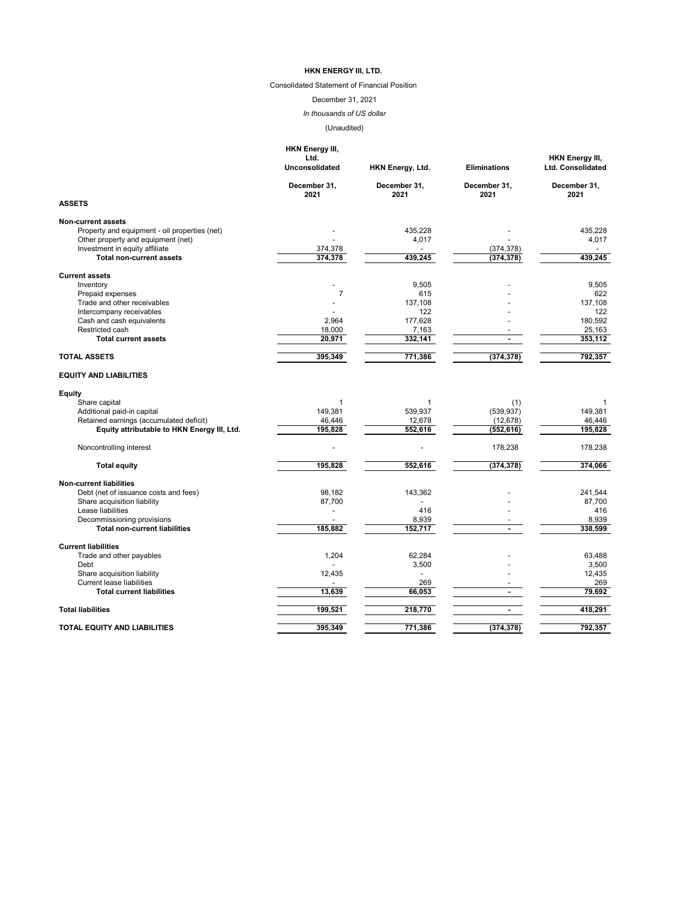**HKN ENERGY III, LTD.**

Consolidated Statement of Financial Position

December 31, 2021

*In thousands of US dollar*

(Unaudited)

| | HKN Energy III, Ltd. Unconsolidated | HKN Energy, Ltd. | Eliminations | HKN Energy III, Ltd. Consolidated |
|---|---|---|---|---|
| | December 31, 2021 | December 31, 2021 | December 31, 2021 | December 31, 2021 |
| **ASSETS** | | | | |
| **Non-current assets** | | | | |
| Property and equipment - oil properties (net) | - | 435,228 | - | 435,228 |
| Other property and equipment (net) | - | 4,017 | - | 4,017 |
| Investment in equity affiliate | 374,378 | - | (374,378) | - |
| **Total non-current assets** | 374,378 | 439,245 | (374,378) | 439,245 |
| **Current assets** | | | | |
| Inventory | - | 9,505 | - | 9,505 |
| Prepaid expenses | 7 | 615 | - | 622 |
| Trade and other receivables | - | 137,108 | - | 137,108 |
| Intercompany receivables | - | 122 | - | 122 |
| Cash and cash equivalents | 2,964 | 177,628 | - | 180,592 |
| Restricted cash | 18,000 | 7,163 | - | 25,163 |
| **Total current assets** | 20,971 | 332,141 | - | 353,112 |
| **TOTAL ASSETS** | 395,349 | 771,386 | (374,378) | 792,357 |
| **EQUITY AND LIABILITIES** | | | | |
| **Equity** | | | | |
| Share capital | 1 | 1 | (1) | 1 |
| Additional paid-in capital | 149,381 | 539,937 | (539,937) | 149,381 |
| Retained earnings (accumulated deficit) | 46,446 | 12,678 | (12,678) | 46,446 |
| **Equity attributable to HKN Energy III, Ltd.** | 195,828 | 552,616 | (552,616) | 195,828 |
| Noncontrolling interest | - | - | 178,238 | 178,238 |
| **Total equity** | 195,828 | 552,616 | (374,378) | 374,066 |
| **Non-current liabilities** | | | | |
| Debt (net of issuance costs and fees) | 98,182 | 143,362 | - | 241,544 |
| Share acquisition liability | 87,700 | - | - | 87,700 |
| Lease liabilities | - | 416 | - | 416 |
| Decommissioning provisions | - | 8,939 | - | 8,939 |
| **Total non-current liabilities** | 185,882 | 152,717 | - | 338,599 |
| **Current liabilities** | | | | |
| Trade and other payables | 1,204 | 62,284 | - | 63,488 |
| Debt | - | 3,500 | - | 3,500 |
| Share acquisition liability | 12,435 | - | - | 12,435 |
| Current lease liabilities | - | 269 | - | 269 |
| **Total current liabilities** | 13,639 | 66,053 | - | 79,692 |
| **Total liabilities** | 199,521 | 218,770 | - | 418,291 |
| **TOTAL EQUITY AND LIABILITIES** | 395,349 | 771,386 | (374,378) | 792,357 |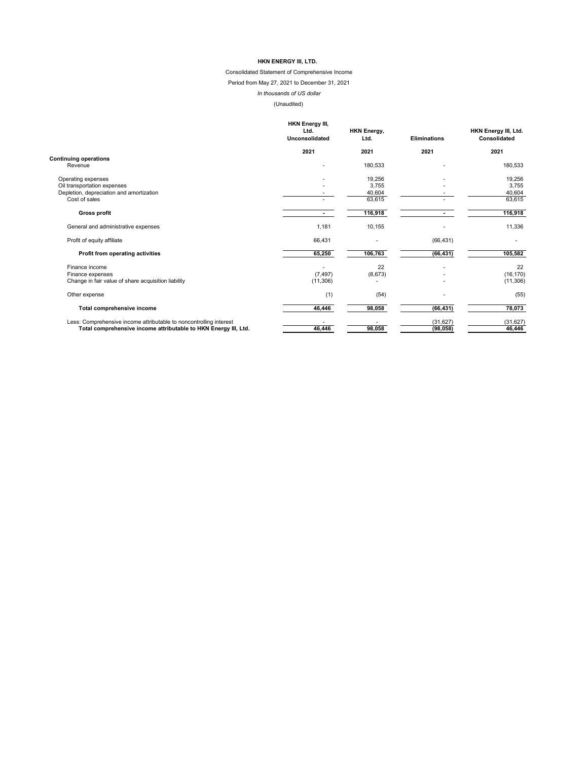**HKN ENERGY III, LTD.**

Consolidated Statement of Comprehensive Income

Period from May 27, 2021 to December 31, 2021

*In thousands of US dollar*

(Unaudited)

| | HKN Energy III, Ltd. Unconsolidated | HKN Energy, Ltd. | Eliminations | HKN Energy III, Ltd. Consolidated |
|---|---|---|---|---|
| | **2021** | **2021** | **2021** | **2021** |
| **Continuing operations** | | | | |
| Revenue | - | 180,533 | - | 180,533 |
| Operating expenses | - | 19,256 | - | 19,256 |
| Oil transportation expenses | - | 3,755 | - | 3,755 |
| Depletion, depreciation and amortization | - | 40,604 | - | 40,604 |
| Cost of sales | - | 63,615 | - | 63,615 |
| **Gross profit** | **-** | **116,918** | **-** | **116,918** |
| General and administrative expenses | 1,181 | 10,155 | - | 11,336 |
| Profit of equity affiliate | 66,431 | - | (66,431) | - |
| **Profit from operating activities** | **65,250** | **106,763** | **(66,431)** | **105,582** |
| Finance income | - | 22 | - | 22 |
| Finance expenses | (7,497) | (8,673) | - | (16,170) |
| Change in fair value of share acquisition liability | (11,306) | - | - | (11,306) |
| Other expense | (1) | (54) | - | (55) |
| **Total comprehensive income** | **46,446** | **98,058** | **(66,431)** | **78,073** |
| Less: Comprehensive income attributable to noncontrolling interest | - | - | (31,627) | (31,627) |
| **Total comprehensive income attributable to HKN Energy III, Ltd.** | **46,446** | **98,058** | **(98,058)** | **46,446** |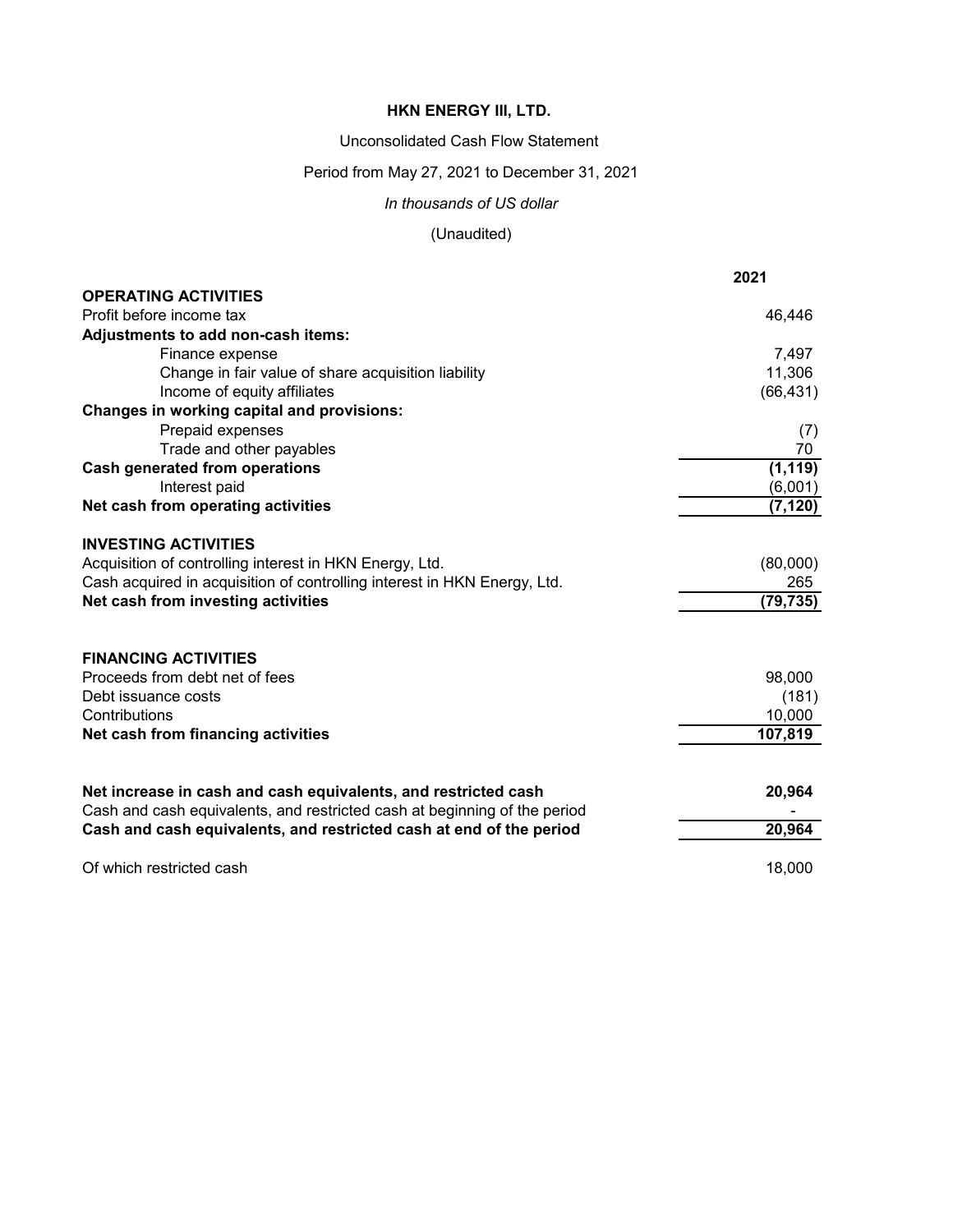**HKN ENERGY III, LTD.**

Unconsolidated Cash Flow Statement

Period from May 27, 2021 to December 31, 2021

*In thousands of US dollar*

(Unaudited)

| | 2021 |
|---|---|
| **OPERATING ACTIVITIES** | |
| Profit before income tax | 46,446 |
| **Adjustments to add non-cash items:** | |
| Finance expense | 7,497 |
| Change in fair value of share acquisition liability | 11,306 |
| Income of equity affiliates | (66,431) |
| **Changes in working capital and provisions:** | |
| Prepaid expenses | (7) |
| Trade and other payables | 70 |
| **Cash generated from operations** | **(1,119)** |
| Interest paid | (6,001) |
| **Net cash from operating activities** | **(7,120)** |
| | |
| **INVESTING ACTIVITIES** | |
| Acquisition of controlling interest in HKN Energy, Ltd. | (80,000) |
| Cash acquired in acquisition of controlling interest in HKN Energy, Ltd. | 265 |
| **Net cash from investing activities** | **(79,735)** |
| | |
| **FINANCING ACTIVITIES** | |
| Proceeds from debt net of fees | 98,000 |
| Debt issuance costs | (181) |
| Contributions | 10,000 |
| **Net cash from financing activities** | **107,819** |
| | |
| **Net increase in cash and cash equivalents, and restricted cash** | **20,964** |
| Cash and cash equivalents, and restricted cash at beginning of the period | - |
| **Cash and cash equivalents, and restricted cash at end of the period** | **20,964** |
| | |
| Of which restricted cash | 18,000 |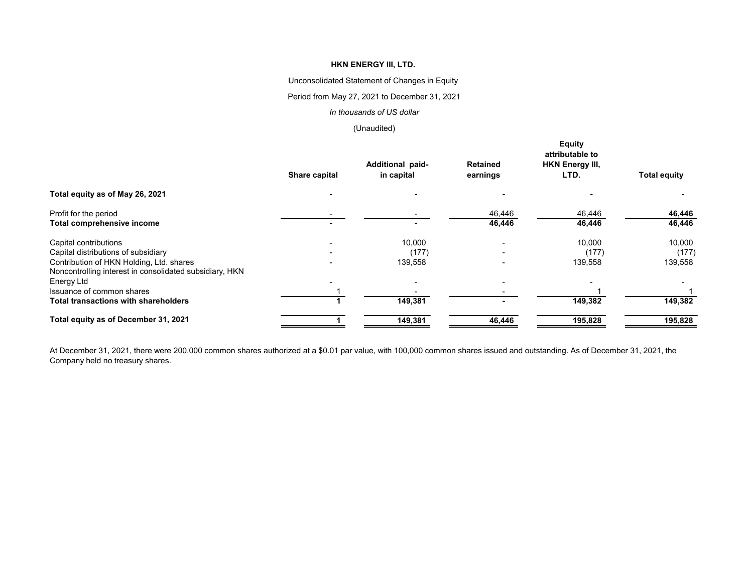**HKN ENERGY III, LTD.**

Unconsolidated Statement of Changes in Equity

Period from May 27, 2021 to December 31, 2021

*In thousands of US dollar*

(Unaudited)

| | Share capital | Additional paid-in capital | Retained earnings | Equity attributable to HKN Energy III, LTD. | Total equity |
|---|---|---|---|---|---|
| **Total equity as of May 26, 2021** | - | - | - | - | - |
| Profit for the period | - | - | 46,446 | 46,446 | **46,446** |
| **Total comprehensive income** | - | - | **46,446** | **46,446** | **46,446** |
| Capital contributions | - | 10,000 | - | 10,000 | 10,000 |
| Capital distributions of subsidiary | - | (177) | - | (177) | (177) |
| Contribution of HKN Holding, Ltd. shares | - | 139,558 | - | 139,558 | 139,558 |
| Noncontrolling interest in consolidated subsidiary, HKN Energy Ltd | - | - | - | - | - |
| Issuance of common shares | 1 | - | - | 1 | 1 |
| **Total transactions with shareholders** | **1** | **149,381** | - | **149,382** | **149,382** |
| **Total equity as of December 31, 2021** | **1** | **149,381** | **46,446** | **195,828** | **195,828** |

At December 31, 2021, there were 200,000 common shares authorized at a $0.01 par value, with 100,000 common shares issued and outstanding. As of December 31, 2021, the Company held no treasury shares.